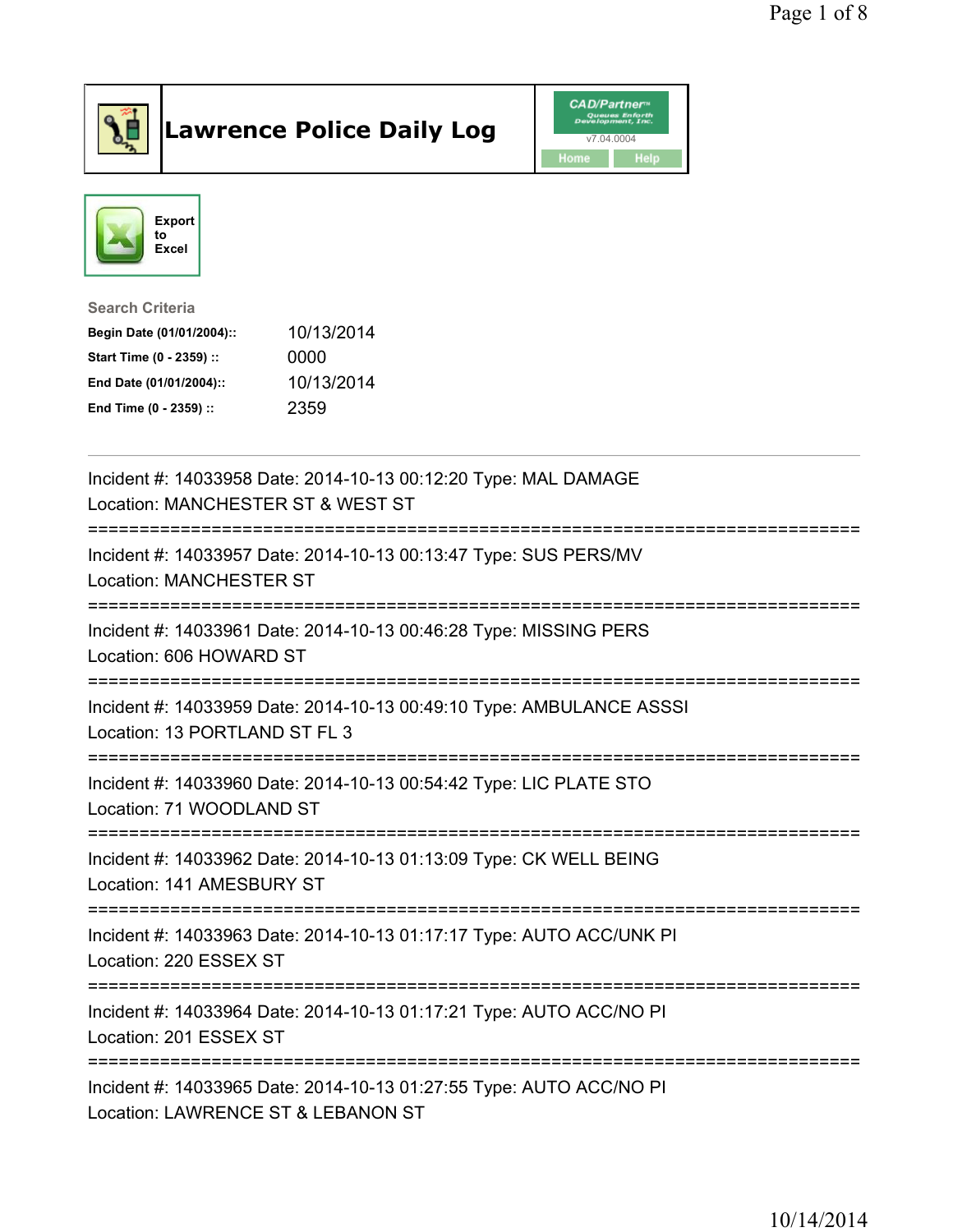# Lawrence Police Daily Log

CAD/Partner™ v7.04.0004 Home Help

Export to Excel

**Search Criteria**

| | |
|---|---|
| **Begin Date (01/01/2004)::** | 10/13/2014 |
| **Start Time (0 - 2359) ::** | 0000 |
| **End Date (01/01/2004)::** | 10/13/2014 |
| **End Time (0 - 2359) ::** | 2359 |

---

Incident #: 14033958 Date: 2014-10-13 00:12:20 Type: MAL DAMAGE
Location: MANCHESTER ST & WEST ST

===========================================================================

Incident #: 14033957 Date: 2014-10-13 00:13:47 Type: SUS PERS/MV
Location: MANCHESTER ST

===========================================================================

Incident #: 14033961 Date: 2014-10-13 00:46:28 Type: MISSING PERS
Location: 606 HOWARD ST

===========================================================================

Incident #: 14033959 Date: 2014-10-13 00:49:10 Type: AMBULANCE ASSSI
Location: 13 PORTLAND ST FL 3

===========================================================================

Incident #: 14033960 Date: 2014-10-13 00:54:42 Type: LIC PLATE STO
Location: 71 WOODLAND ST

===========================================================================

Incident #: 14033962 Date: 2014-10-13 01:13:09 Type: CK WELL BEING
Location: 141 AMESBURY ST

===========================================================================

Incident #: 14033963 Date: 2014-10-13 01:17:17 Type: AUTO ACC/UNK PI
Location: 220 ESSEX ST

===========================================================================

Incident #: 14033964 Date: 2014-10-13 01:17:21 Type: AUTO ACC/NO PI
Location: 201 ESSEX ST

===========================================================================

Incident #: 14033965 Date: 2014-10-13 01:27:55 Type: AUTO ACC/NO PI
Location: LAWRENCE ST & LEBANON ST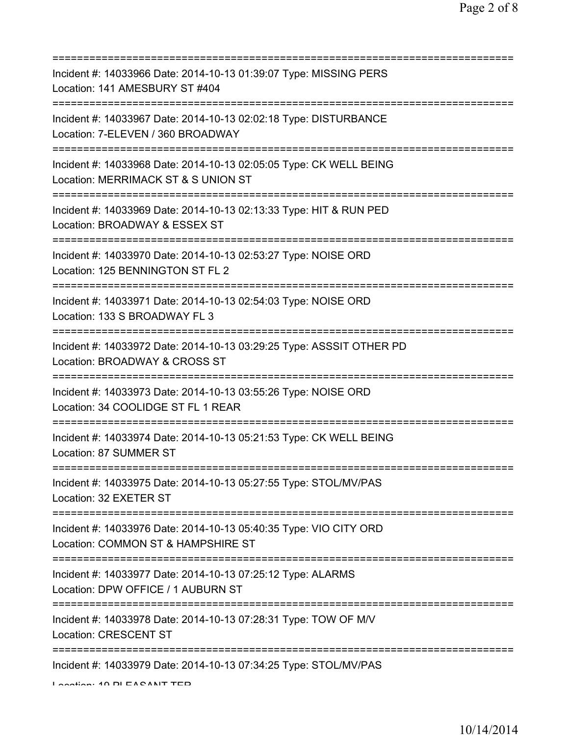===========================================================================

Incident #: 14033966 Date: 2014-10-13 01:39:07 Type: MISSING PERS
Location: 141 AMESBURY ST #404

===========================================================================

Incident #: 14033967 Date: 2014-10-13 02:02:18 Type: DISTURBANCE
Location: 7-ELEVEN / 360 BROADWAY

===========================================================================

Incident #: 14033968 Date: 2014-10-13 02:05:05 Type: CK WELL BEING
Location: MERRIMACK ST & S UNION ST

===========================================================================

Incident #: 14033969 Date: 2014-10-13 02:13:33 Type: HIT & RUN PED
Location: BROADWAY & ESSEX ST

===========================================================================

Incident #: 14033970 Date: 2014-10-13 02:53:27 Type: NOISE ORD
Location: 125 BENNINGTON ST FL 2

===========================================================================

Incident #: 14033971 Date: 2014-10-13 02:54:03 Type: NOISE ORD
Location: 133 S BROADWAY FL 3

===========================================================================

Incident #: 14033972 Date: 2014-10-13 03:29:25 Type: ASSSIT OTHER PD
Location: BROADWAY & CROSS ST

===========================================================================

Incident #: 14033973 Date: 2014-10-13 03:55:26 Type: NOISE ORD
Location: 34 COOLIDGE ST FL 1 REAR

===========================================================================

Incident #: 14033974 Date: 2014-10-13 05:21:53 Type: CK WELL BEING
Location: 87 SUMMER ST

===========================================================================

Incident #: 14033975 Date: 2014-10-13 05:27:55 Type: STOL/MV/PAS
Location: 32 EXETER ST

===========================================================================

Incident #: 14033976 Date: 2014-10-13 05:40:35 Type: VIO CITY ORD
Location: COMMON ST & HAMPSHIRE ST

===========================================================================

Incident #: 14033977 Date: 2014-10-13 07:25:12 Type: ALARMS
Location: DPW OFFICE / 1 AUBURN ST

===========================================================================

Incident #: 14033978 Date: 2014-10-13 07:28:31 Type: TOW OF M/V
Location: CRESCENT ST

===========================================================================

Incident #: 14033979 Date: 2014-10-13 07:34:25 Type: STOL/MV/PAS
Location: 19 PLEASANT TER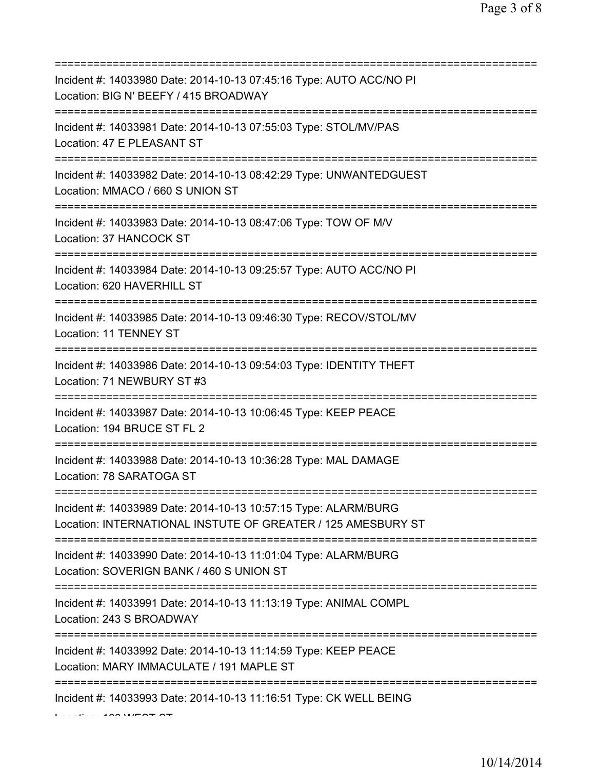Incident #: 14033980 Date: 2014-10-13 07:45:16 Type: AUTO ACC/NO PI
Location: BIG N' BEEFY / 415 BROADWAY

Incident #: 14033981 Date: 2014-10-13 07:55:03 Type: STOL/MV/PAS
Location: 47 E PLEASANT ST

Incident #: 14033982 Date: 2014-10-13 08:42:29 Type: UNWANTEDGUEST
Location: MMACO / 660 S UNION ST

Incident #: 14033983 Date: 2014-10-13 08:47:06 Type: TOW OF M/V
Location: 37 HANCOCK ST

Incident #: 14033984 Date: 2014-10-13 09:25:57 Type: AUTO ACC/NO PI
Location: 620 HAVERHILL ST

Incident #: 14033985 Date: 2014-10-13 09:46:30 Type: RECOV/STOL/MV
Location: 11 TENNEY ST

Incident #: 14033986 Date: 2014-10-13 09:54:03 Type: IDENTITY THEFT
Location: 71 NEWBURY ST #3

Incident #: 14033987 Date: 2014-10-13 10:06:45 Type: KEEP PEACE
Location: 194 BRUCE ST FL 2

Incident #: 14033988 Date: 2014-10-13 10:36:28 Type: MAL DAMAGE
Location: 78 SARATOGA ST

Incident #: 14033989 Date: 2014-10-13 10:57:15 Type: ALARM/BURG
Location: INTERNATIONAL INSTUTE OF GREATER / 125 AMESBURY ST

Incident #: 14033990 Date: 2014-10-13 11:01:04 Type: ALARM/BURG
Location: SOVERIGN BANK / 460 S UNION ST

Incident #: 14033991 Date: 2014-10-13 11:13:19 Type: ANIMAL COMPL
Location: 243 S BROADWAY

Incident #: 14033992 Date: 2014-10-13 11:14:59 Type: KEEP PEACE
Location: MARY IMMACULATE / 191 MAPLE ST

Incident #: 14033993 Date: 2014-10-13 11:16:51 Type: CK WELL BEING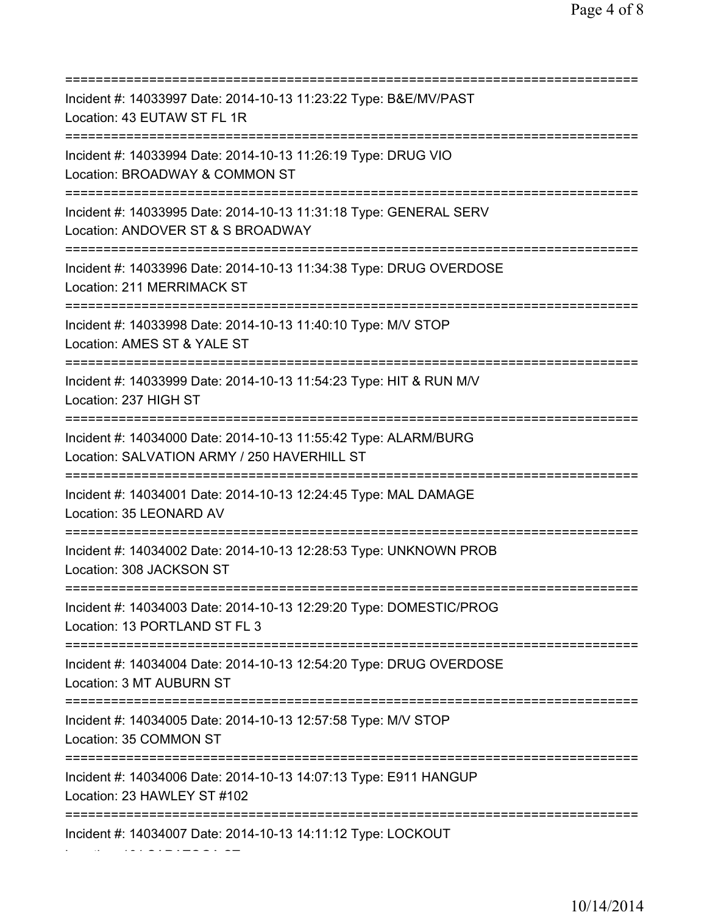===========================================================================
Incident #: 14033997 Date: 2014-10-13 11:23:22 Type: B&E/MV/PAST
Location: 43 EUTAW ST FL 1R
===========================================================================
Incident #: 14033994 Date: 2014-10-13 11:26:19 Type: DRUG VIO
Location: BROADWAY & COMMON ST
===========================================================================
Incident #: 14033995 Date: 2014-10-13 11:31:18 Type: GENERAL SERV
Location: ANDOVER ST & S BROADWAY
===========================================================================
Incident #: 14033996 Date: 2014-10-13 11:34:38 Type: DRUG OVERDOSE
Location: 211 MERRIMACK ST
===========================================================================
Incident #: 14033998 Date: 2014-10-13 11:40:10 Type: M/V STOP
Location: AMES ST & YALE ST
===========================================================================
Incident #: 14033999 Date: 2014-10-13 11:54:23 Type: HIT & RUN M/V
Location: 237 HIGH ST
===========================================================================
Incident #: 14034000 Date: 2014-10-13 11:55:42 Type: ALARM/BURG
Location: SALVATION ARMY / 250 HAVERHILL ST
===========================================================================
Incident #: 14034001 Date: 2014-10-13 12:24:45 Type: MAL DAMAGE
Location: 35 LEONARD AV
===========================================================================
Incident #: 14034002 Date: 2014-10-13 12:28:53 Type: UNKNOWN PROB
Location: 308 JACKSON ST
===========================================================================
Incident #: 14034003 Date: 2014-10-13 12:29:20 Type: DOMESTIC/PROG
Location: 13 PORTLAND ST FL 3
===========================================================================
Incident #: 14034004 Date: 2014-10-13 12:54:20 Type: DRUG OVERDOSE
Location: 3 MT AUBURN ST
===========================================================================
Incident #: 14034005 Date: 2014-10-13 12:57:58 Type: M/V STOP
Location: 35 COMMON ST
===========================================================================
Incident #: 14034006 Date: 2014-10-13 14:07:13 Type: E911 HANGUP
Location: 23 HAWLEY ST #102
===========================================================================
Incident #: 14034007 Date: 2014-10-13 14:11:12 Type: LOCKOUT
Location: 181 SARATOGA ST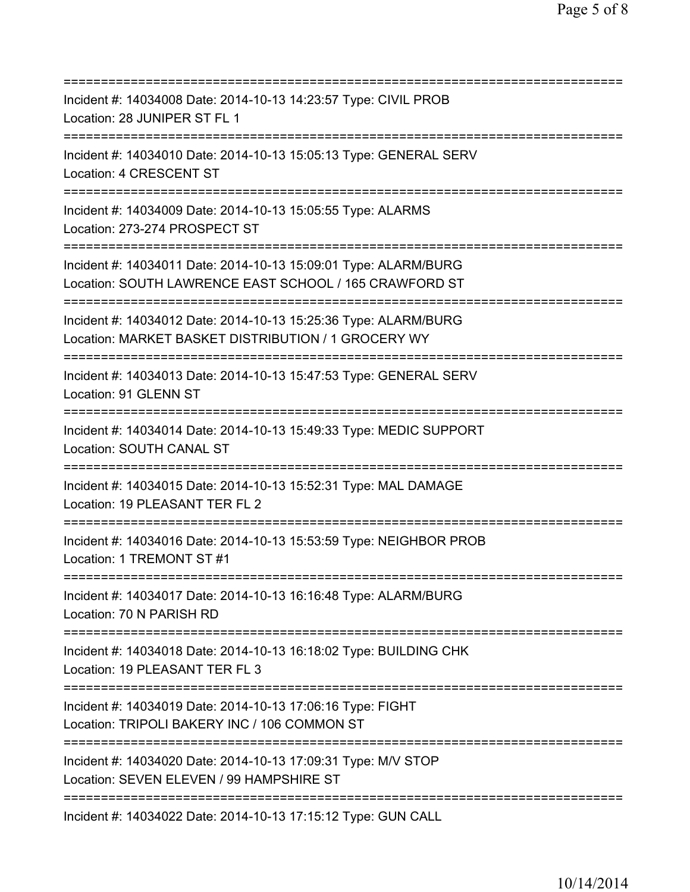==============================================================================
Incident #: 14034008 Date: 2014-10-13 14:23:57 Type: CIVIL PROB
Location: 28 JUNIPER ST FL 1
==============================================================================
Incident #: 14034010 Date: 2014-10-13 15:05:13 Type: GENERAL SERV
Location: 4 CRESCENT ST
==============================================================================
Incident #: 14034009 Date: 2014-10-13 15:05:55 Type: ALARMS
Location: 273-274 PROSPECT ST
==============================================================================
Incident #: 14034011 Date: 2014-10-13 15:09:01 Type: ALARM/BURG
Location: SOUTH LAWRENCE EAST SCHOOL / 165 CRAWFORD ST
==============================================================================
Incident #: 14034012 Date: 2014-10-13 15:25:36 Type: ALARM/BURG
Location: MARKET BASKET DISTRIBUTION / 1 GROCERY WY
==============================================================================
Incident #: 14034013 Date: 2014-10-13 15:47:53 Type: GENERAL SERV
Location: 91 GLENN ST
==============================================================================
Incident #: 14034014 Date: 2014-10-13 15:49:33 Type: MEDIC SUPPORT
Location: SOUTH CANAL ST
==============================================================================
Incident #: 14034015 Date: 2014-10-13 15:52:31 Type: MAL DAMAGE
Location: 19 PLEASANT TER FL 2
==============================================================================
Incident #: 14034016 Date: 2014-10-13 15:53:59 Type: NEIGHBOR PROB
Location: 1 TREMONT ST #1
==============================================================================
Incident #: 14034017 Date: 2014-10-13 16:16:48 Type: ALARM/BURG
Location: 70 N PARISH RD
==============================================================================
Incident #: 14034018 Date: 2014-10-13 16:18:02 Type: BUILDING CHK
Location: 19 PLEASANT TER FL 3
==============================================================================
Incident #: 14034019 Date: 2014-10-13 17:06:16 Type: FIGHT
Location: TRIPOLI BAKERY INC / 106 COMMON ST
==============================================================================
Incident #: 14034020 Date: 2014-10-13 17:09:31 Type: M/V STOP
Location: SEVEN ELEVEN / 99 HAMPSHIRE ST
==============================================================================
Incident #: 14034022 Date: 2014-10-13 17:15:12 Type: GUN CALL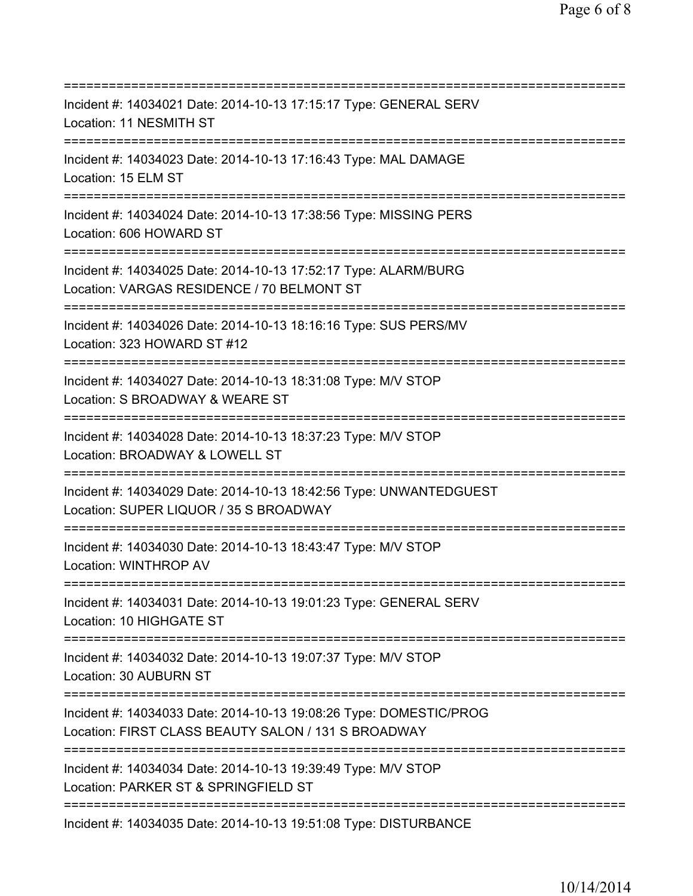===========================================================================
Incident #: 14034021 Date: 2014-10-13 17:15:17 Type: GENERAL SERV
Location: 11 NESMITH ST
===========================================================================
Incident #: 14034023 Date: 2014-10-13 17:16:43 Type: MAL DAMAGE
Location: 15 ELM ST
===========================================================================
Incident #: 14034024 Date: 2014-10-13 17:38:56 Type: MISSING PERS
Location: 606 HOWARD ST
===========================================================================
Incident #: 14034025 Date: 2014-10-13 17:52:17 Type: ALARM/BURG
Location: VARGAS RESIDENCE / 70 BELMONT ST
===========================================================================
Incident #: 14034026 Date: 2014-10-13 18:16:16 Type: SUS PERS/MV
Location: 323 HOWARD ST #12
===========================================================================
Incident #: 14034027 Date: 2014-10-13 18:31:08 Type: M/V STOP
Location: S BROADWAY & WEARE ST
===========================================================================
Incident #: 14034028 Date: 2014-10-13 18:37:23 Type: M/V STOP
Location: BROADWAY & LOWELL ST
===========================================================================
Incident #: 14034029 Date: 2014-10-13 18:42:56 Type: UNWANTEDGUEST
Location: SUPER LIQUOR / 35 S BROADWAY
===========================================================================
Incident #: 14034030 Date: 2014-10-13 18:43:47 Type: M/V STOP
Location: WINTHROP AV
===========================================================================
Incident #: 14034031 Date: 2014-10-13 19:01:23 Type: GENERAL SERV
Location: 10 HIGHGATE ST
===========================================================================
Incident #: 14034032 Date: 2014-10-13 19:07:37 Type: M/V STOP
Location: 30 AUBURN ST
===========================================================================
Incident #: 14034033 Date: 2014-10-13 19:08:26 Type: DOMESTIC/PROG
Location: FIRST CLASS BEAUTY SALON / 131 S BROADWAY
===========================================================================
Incident #: 14034034 Date: 2014-10-13 19:39:49 Type: M/V STOP
Location: PARKER ST & SPRINGFIELD ST
===========================================================================
Incident #: 14034035 Date: 2014-10-13 19:51:08 Type: DISTURBANCE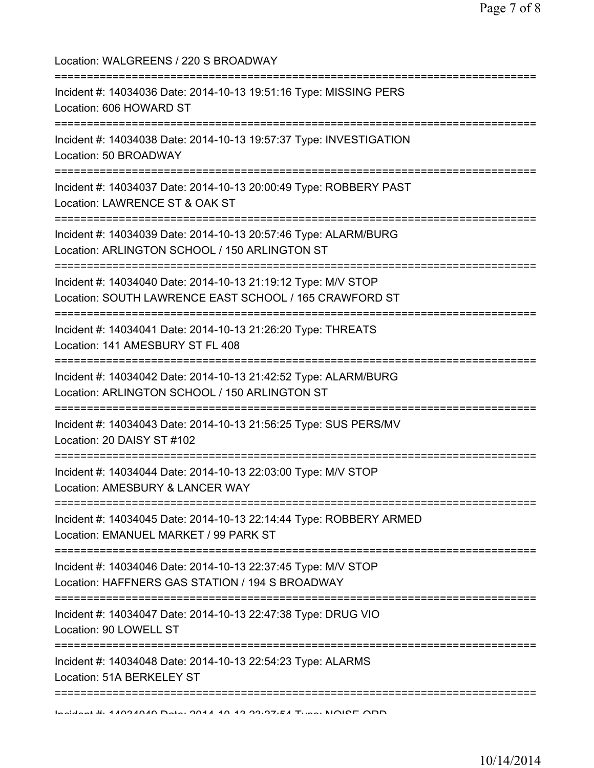Location: WALGREENS / 220 S BROADWAY

===========================================================================

Incident #: 14034036 Date: 2014-10-13 19:51:16 Type: MISSING PERS
Location: 606 HOWARD ST

===========================================================================

Incident #: 14034038 Date: 2014-10-13 19:57:37 Type: INVESTIGATION
Location: 50 BROADWAY

===========================================================================

Incident #: 14034037 Date: 2014-10-13 20:00:49 Type: ROBBERY PAST
Location: LAWRENCE ST & OAK ST

===========================================================================

Incident #: 14034039 Date: 2014-10-13 20:57:46 Type: ALARM/BURG
Location: ARLINGTON SCHOOL / 150 ARLINGTON ST

===========================================================================

Incident #: 14034040 Date: 2014-10-13 21:19:12 Type: M/V STOP
Location: SOUTH LAWRENCE EAST SCHOOL / 165 CRAWFORD ST

===========================================================================

Incident #: 14034041 Date: 2014-10-13 21:26:20 Type: THREATS
Location: 141 AMESBURY ST FL 408

===========================================================================

Incident #: 14034042 Date: 2014-10-13 21:42:52 Type: ALARM/BURG
Location: ARLINGTON SCHOOL / 150 ARLINGTON ST

===========================================================================

Incident #: 14034043 Date: 2014-10-13 21:56:25 Type: SUS PERS/MV
Location: 20 DAISY ST #102

===========================================================================

Incident #: 14034044 Date: 2014-10-13 22:03:00 Type: M/V STOP
Location: AMESBURY & LANCER WAY

===========================================================================

Incident #: 14034045 Date: 2014-10-13 22:14:44 Type: ROBBERY ARMED
Location: EMANUEL MARKET / 99 PARK ST

===========================================================================

Incident #: 14034046 Date: 2014-10-13 22:37:45 Type: M/V STOP
Location: HAFFNERS GAS STATION / 194 S BROADWAY

===========================================================================

Incident #: 14034047 Date: 2014-10-13 22:47:38 Type: DRUG VIO
Location: 90 LOWELL ST

===========================================================================

Incident #: 14034048 Date: 2014-10-13 22:54:23 Type: ALARMS
Location: 51A BERKELEY ST

===========================================================================

Incident #: 14034049 Date: 2014-10-13 23:27:54 Type: NOISE ORD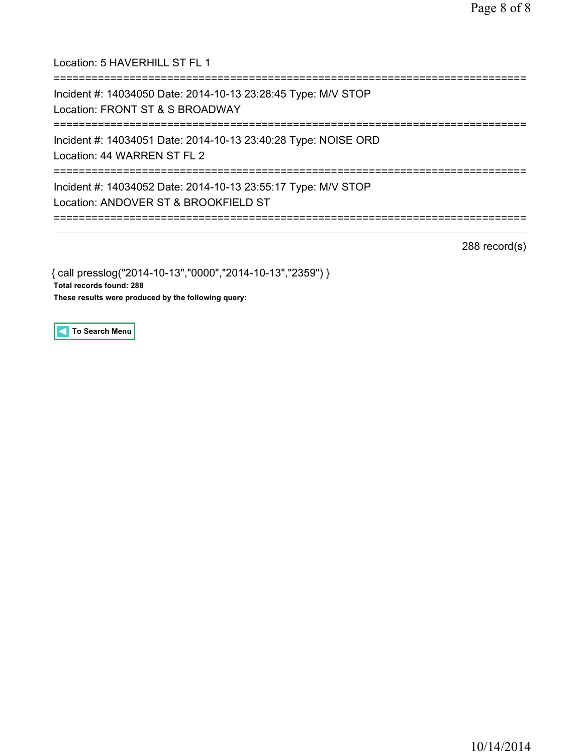Location: 5 HAVERHILL ST FL 1

===========================================================================

Incident #: 14034050 Date: 2014-10-13 23:28:45 Type: M/V STOP

Location: FRONT ST & S BROADWAY

===========================================================================

Incident #: 14034051 Date: 2014-10-13 23:40:28 Type: NOISE ORD

Location: 44 WARREN ST FL 2

===========================================================================

Incident #: 14034052 Date: 2014-10-13 23:55:17 Type: M/V STOP

Location: ANDOVER ST & BROOKFIELD ST

===========================================================================

---

288 record(s)

{ call presslog("2014-10-13","0000","2014-10-13","2359") }

**Total records found: 288**

**These results were produced by the following query:**

**To Search Menu**